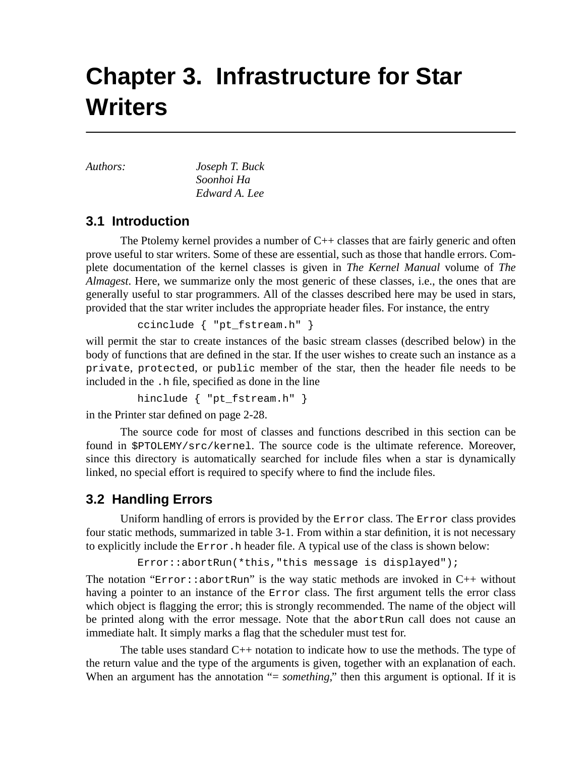# Chapter 3. Infrastructure for Star Writers

*Authors:* *Joseph T. Buck*
*Soonhoi Ha*
*Edward A. Lee*

## 3.1 Introduction

The Ptolemy kernel provides a number of C++ classes that are fairly generic and often prove useful to star writers. Some of these are essential, such as those that handle errors. Complete documentation of the kernel classes is given in *The Kernel Manual* volume of *The Almagest*. Here, we summarize only the most generic of these classes, i.e., the ones that are generally useful to star programmers. All of the classes described here may be used in stars, provided that the star writer includes the appropriate header files. For instance, the entry

```
ccinclude { "pt_fstream.h" }
```

will permit the star to create instances of the basic stream classes (described below) in the body of functions that are defined in the star. If the user wishes to create such an instance as a `private`, `protected`, or `public` member of the star, then the header file needs to be included in the `.h` file, specified as done in the line

```
hinclude { "pt_fstream.h" }
```

in the Printer star defined on page 2-28.

The source code for most of classes and functions described in this section can be found in `$PTOLEMY/src/kernel`. The source code is the ultimate reference. Moreover, since this directory is automatically searched for include files when a star is dynamically linked, no special effort is required to specify where to find the include files.

## 3.2 Handling Errors

Uniform handling of errors is provided by the `Error` class. The `Error` class provides four static methods, summarized in table 3-1. From within a star definition, it is not necessary to explicitly include the `Error.h` header file. A typical use of the class is shown below:

```
Error::abortRun(*this,"this message is displayed");
```

The notation “`Error::abortRun`” is the way static methods are invoked in C++ without having a pointer to an instance of the `Error` class. The first argument tells the error class which object is flagging the error; this is strongly recommended. The name of the object will be printed along with the error message. Note that the `abortRun` call does not cause an immediate halt. It simply marks a flag that the scheduler must test for.

The table uses standard C++ notation to indicate how to use the methods. The type of the return value and the type of the arguments is given, together with an explanation of each. When an argument has the annotation “= *something*,” then this argument is optional. If it is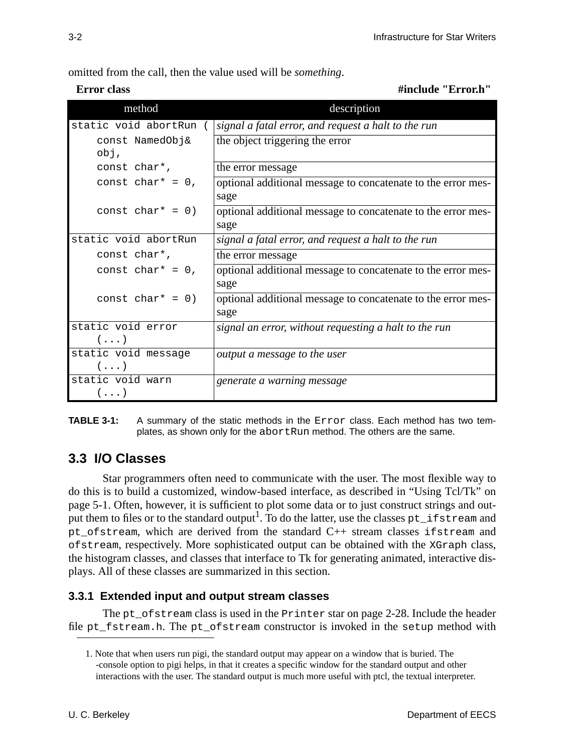omitted from the call, then the value used will be *something*.

**Error class** **#include "Error.h"**

| method | description |
|---|---|
| `static void abortRun (` | *signal a fatal error, and request a halt to the run* |
| `const NamedObj& obj,` | the object triggering the error |
| `const char*,` | the error message |
| `const char* = 0,` | optional additional message to concatenate to the error message |
| `const char* = 0)` | optional additional message to concatenate to the error message |
| `static void abortRun` | *signal a fatal error, and request a halt to the run* |
| `const char*,` | the error message |
| `const char* = 0,` | optional additional message to concatenate to the error message |
| `const char* = 0)` | optional additional message to concatenate to the error message |
| `static void error (...)` | *signal an error, without requesting a halt to the run* |
| `static void message (...)` | *output a message to the user* |
| `static void warn (...)` | *generate a warning message* |

**TABLE 3-1:** A summary of the static methods in the `Error` class. Each method has two templates, as shown only for the `abortRun` method. The others are the same.

## 3.3 I/O Classes

Star programmers often need to communicate with the user. The most flexible way to do this is to build a customized, window-based interface, as described in "Using Tcl/Tk" on page 5-1. Often, however, it is sufficient to plot some data or to just construct strings and output them to files or to the standard output[1]. To do the latter, use the classes `pt_ifstream` and `pt_ofstream`, which are derived from the standard C++ stream classes `ifstream` and `ofstream`, respectively. More sophisticated output can be obtained with the `XGraph` class, the histogram classes, and classes that interface to Tk for generating animated, interactive displays. All of these classes are summarized in this section.

### 3.3.1 Extended input and output stream classes

The `pt_ofstream` class is used in the `Printer` star on page 2-28. Include the header file `pt_fstream.h`. The `pt_ofstream` constructor is invoked in the `setup` method with

1. Note that when users run pigi, the standard output may appear on a window that is buried. The -console option to pigi helps, in that it creates a specific window for the standard output and other interactions with the user. The standard output is much more useful with ptcl, the textual interpreter.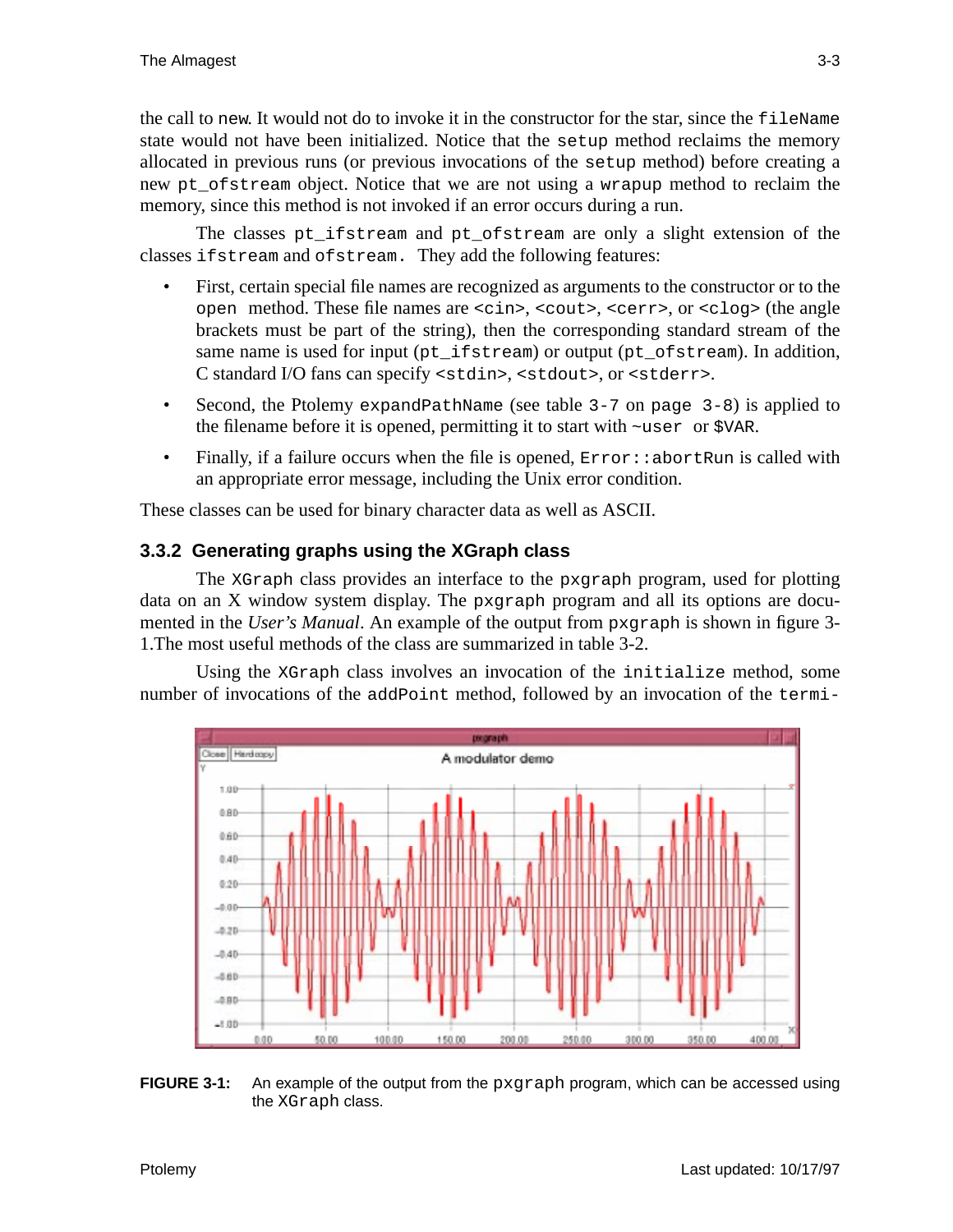the call to new. It would not do to invoke it in the constructor for the star, since the fileName state would not have been initialized. Notice that the setup method reclaims the memory allocated in previous runs (or previous invocations of the setup method) before creating a new pt_ofstream object. Notice that we are not using a wrapup method to reclaim the memory, since this method is not invoked if an error occurs during a run.

The classes pt_ifstream and pt_ofstream are only a slight extension of the classes ifstream and ofstream. They add the following features:

- First, certain special file names are recognized as arguments to the constructor or to the open method. These file names are <cin>, <cout>, <cerr>, or <clog> (the angle brackets must be part of the string), then the corresponding standard stream of the same name is used for input (pt_ifstream) or output (pt_ofstream). In addition, C standard I/O fans can specify <stdin>, <stdout>, or <stderr>.
- Second, the Ptolemy expandPathName (see table 3-7 on page 3-8) is applied to the filename before it is opened, permitting it to start with ~user or $VAR.
- Finally, if a failure occurs when the file is opened, Error::abortRun is called with an appropriate error message, including the Unix error condition.

These classes can be used for binary character data as well as ASCII.

### 3.3.2 Generating graphs using the XGraph class

The XGraph class provides an interface to the pxgraph program, used for plotting data on an X window system display. The pxgraph program and all its options are documented in the *User's Manual*. An example of the output from pxgraph is shown in figure 3-1.The most useful methods of the class are summarized in table 3-2.

Using the XGraph class involves an invocation of the initialize method, some number of invocations of the addPoint method, followed by an invocation of the termi-

**FIGURE 3-1:** An example of the output from the pxgraph program, which can be accessed using the XGraph class.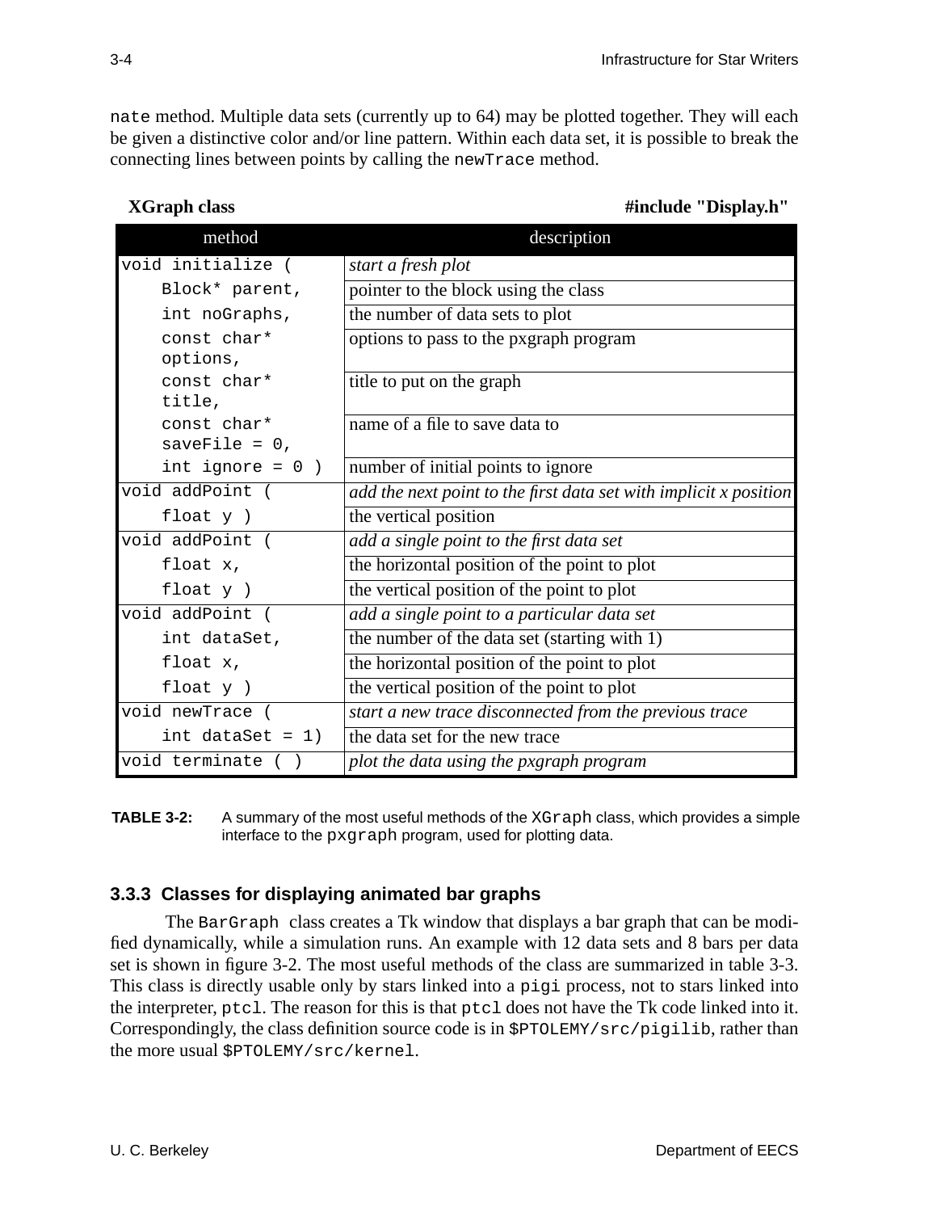`nate` method. Multiple data sets (currently up to 64) may be plotted together. They will each be given a distinctive color and/or line pattern. Within each data set, it is possible to break the connecting lines between points by calling the `newTrace` method.

**XGraph class** **#include "Display.h"**

| method | description |
|---|---|
| `void initialize (` | *start a fresh plot* |
| `Block* parent,` | pointer to the block using the class |
| `int noGraphs,` | the number of data sets to plot |
| `const char* options,` | options to pass to the pxgraph program |
| `const char* title,` | title to put on the graph |
| `const char* saveFile = 0,` | name of a file to save data to |
| `int ignore = 0 )` | number of initial points to ignore |
| `void addPoint (` | *add the next point to the first data set with implicit x position* |
| `float y )` | the vertical position |
| `void addPoint (` | *add a single point to the first data set* |
| `float x,` | the horizontal position of the point to plot |
| `float y )` | the vertical position of the point to plot |
| `void addPoint (` | *add a single point to a particular data set* |
| `int dataSet,` | the number of the data set (starting with 1) |
| `float x,` | the horizontal position of the point to plot |
| `float y )` | the vertical position of the point to plot |
| `void newTrace (` | *start a new trace disconnected from the previous trace* |
| `int dataSet = 1)` | the data set for the new trace |
| `void terminate ( )` | *plot the data using the pxgraph program* |

**TABLE 3-2:** A summary of the most useful methods of the `XGraph` class, which provides a simple interface to the `pxgraph` program, used for plotting data.

### 3.3.3 Classes for displaying animated bar graphs

The `BarGraph` class creates a Tk window that displays a bar graph that can be modified dynamically, while a simulation runs. An example with 12 data sets and 8 bars per data set is shown in figure 3-2. The most useful methods of the class are summarized in table 3-3. This class is directly usable only by stars linked into a `pigi` process, not to stars linked into the interpreter, `ptcl`. The reason for this is that `ptcl` does not have the Tk code linked into it. Correspondingly, the class definition source code is in `$PTOLEMY/src/pigilib`, rather than the more usual `$PTOLEMY/src/kernel`.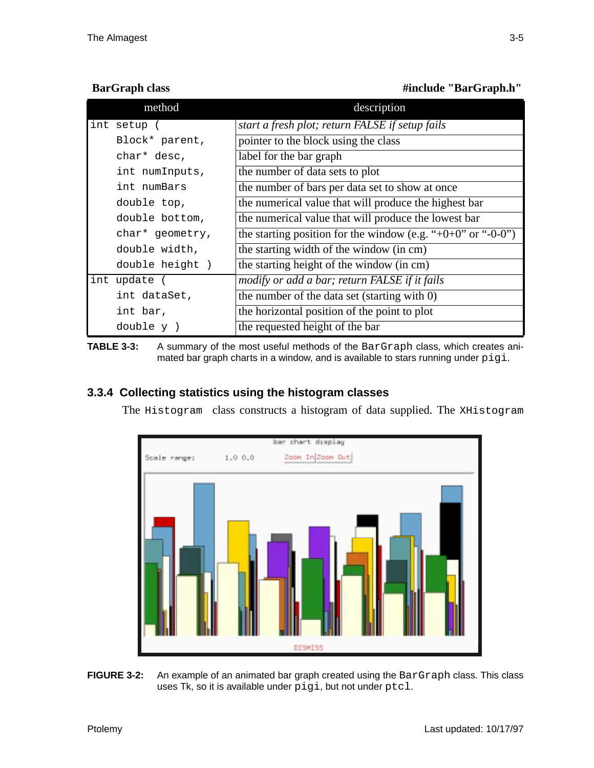**BarGraph class** **#include "BarGraph.h"**

| method | description |
|---|---|
| `int setup (` | *start a fresh plot; return FALSE if setup fails* |
| `Block* parent,` | pointer to the block using the class |
| `char* desc,` | label for the bar graph |
| `int numInputs,` | the number of data sets to plot |
| `int numBars` | the number of bars per data set to show at once |
| `double top,` | the numerical value that will produce the highest bar |
| `double bottom,` | the numerical value that will produce the lowest bar |
| `char* geometry,` | the starting position for the window (e.g. "+0+0" or "-0-0") |
| `double width,` | the starting width of the window (in cm) |
| `double height )` | the starting height of the window (in cm) |
| `int update (` | *modify or add a bar; return FALSE if it fails* |
| `int dataSet,` | the number of the data set (starting with 0) |
| `int bar,` | the horizontal position of the point to plot |
| `double y )` | the requested height of the bar |

**TABLE 3-3:** A summary of the most useful methods of the `BarGraph` class, which creates animated bar graph charts in a window, and is available to stars running under `pigi`.

### 3.3.4 Collecting statistics using the histogram classes

The `Histogram` class constructs a histogram of data supplied. The `XHistogram`

**FIGURE 3-2:** An example of an animated bar graph created using the `BarGraph` class. This class uses Tk, so it is available under `pigi`, but not under `ptcl`.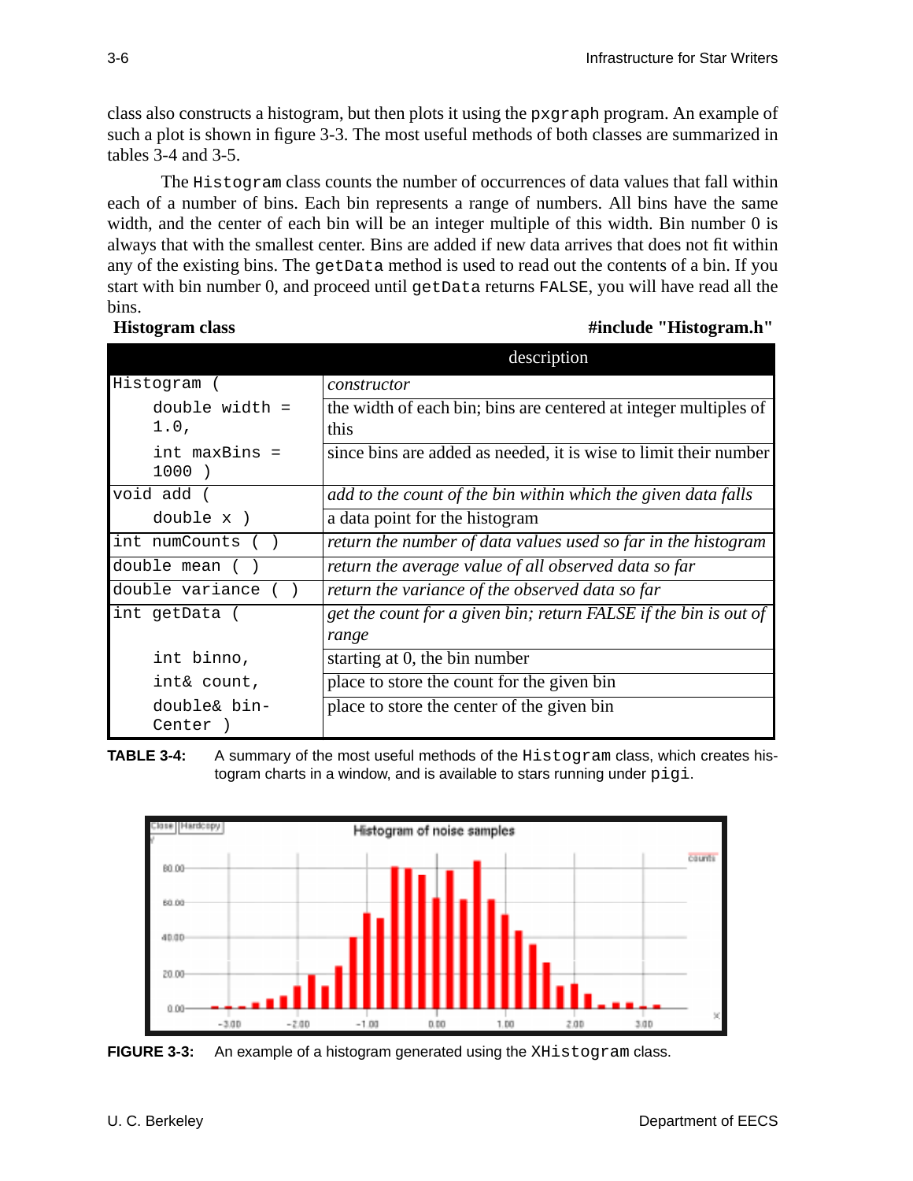class also constructs a histogram, but then plots it using the `pxgraph` program. An example of such a plot is shown in figure 3-3. The most useful methods of both classes are summarized in tables 3-4 and 3-5.

The `Histogram` class counts the number of occurrences of data values that fall within each of a number of bins. Each bin represents a range of numbers. All bins have the same width, and the center of each bin will be an integer multiple of this width. Bin number 0 is always that with the smallest center. Bins are added if new data arrives that does not fit within any of the existing bins. The `getData` method is used to read out the contents of a bin. If you start with bin number 0, and proceed until `getData` returns `FALSE`, you will have read all the bins.

**Histogram class** **#include "Histogram.h"**

| | description |
|---|---|
| `Histogram (` | *constructor* |
| `double width = 1.0,` | the width of each bin; bins are centered at integer multiples of this |
| `int maxBins = 1000 )` | since bins are added as needed, it is wise to limit their number |
| `void add (` | *add to the count of the bin within which the given data falls* |
| `double x )` | a data point for the histogram |
| `int numCounts ( )` | *return the number of data values used so far in the histogram* |
| `double mean ( )` | *return the average value of all observed data so far* |
| `double variance ( )` | *return the variance of the observed data so far* |
| `int getData (` | *get the count for a given bin; return FALSE if the bin is out of range* |
| `int binno,` | starting at 0, the bin number |
| `int& count,` | place to store the count for the given bin |
| `double& binCenter )` | place to store the center of the given bin |

**TABLE 3-4:** A summary of the most useful methods of the `Histogram` class, which creates histogram charts in a window, and is available to stars running under `pigi`.

**FIGURE 3-3:** An example of a histogram generated using the `XHistogram` class.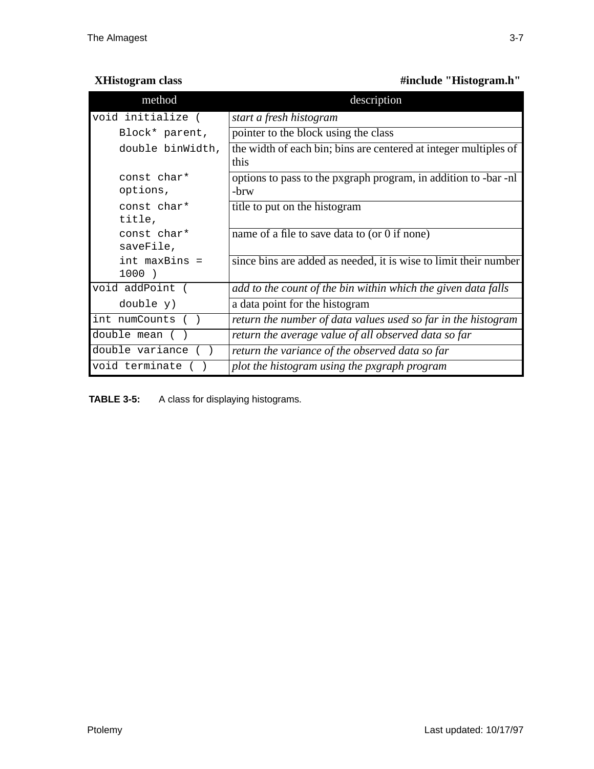**XHistogram class** **#include "Histogram.h"**

| method | description |
|---|---|
| `void initialize (` | *start a fresh histogram* |
| `Block* parent,` | pointer to the block using the class |
| `double binWidth,` | the width of each bin; bins are centered at integer multiples of this |
| `const char* options,` | options to pass to the pxgraph program, in addition to -bar -nl -brw |
| `const char* title,` | title to put on the histogram |
| `const char* saveFile,` | name of a file to save data to (or 0 if none) |
| `int maxBins = 1000 )` | since bins are added as needed, it is wise to limit their number |
| `void addPoint (` | *add to the count of the bin within which the given data falls* |
| `double y)` | a data point for the histogram |
| `int numCounts ( )` | *return the number of data values used so far in the histogram* |
| `double mean ( )` | *return the average value of all observed data so far* |
| `double variance ( )` | *return the variance of the observed data so far* |
| `void terminate ( )` | *plot the histogram using the pxgraph program* |

**TABLE 3-5:** A class for displaying histograms.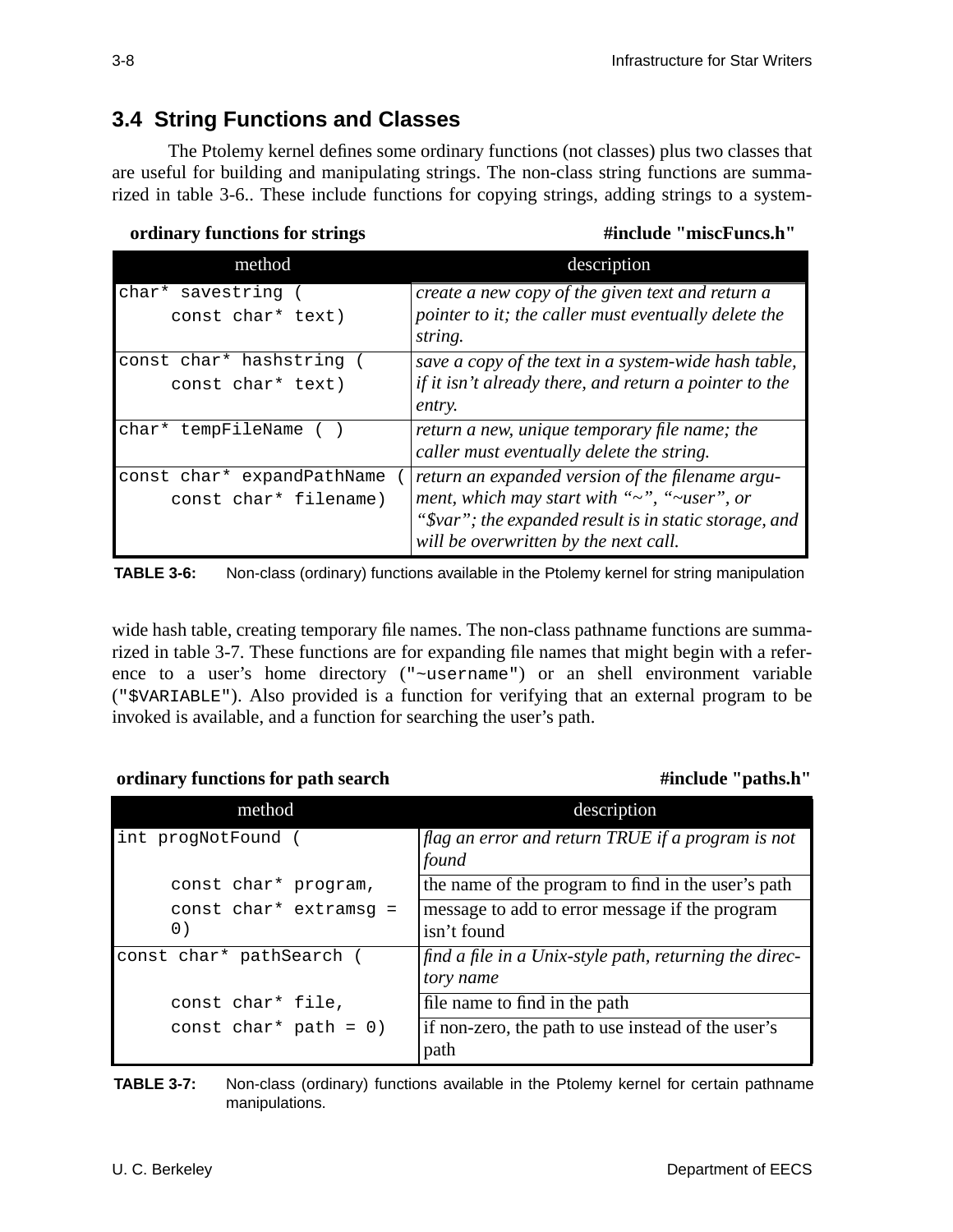## 3.4 String Functions and Classes

The Ptolemy kernel defines some ordinary functions (not classes) plus two classes that are useful for building and manipulating strings. The non-class string functions are summarized in table 3-6.. These include functions for copying strings, adding strings to a system-wide hash table, creating temporary file names. The non-class pathname functions are summarized in table 3-7. These functions are for expanding file names that might begin with a reference to a user's home directory (`"~username"`) or an shell environment variable (`"$VARIABLE"`). Also provided is a function for verifying that an external program to be invoked is available, and a function for searching the user's path.

**ordinary functions for strings** **#include "miscFuncs.h"**

| method | description |
|---|---|
| `char* savestring ( const char* text)` | *create a new copy of the given text and return a pointer to it; the caller must eventually delete the string.* |
| `const char* hashstring ( const char* text)` | *save a copy of the text in a system-wide hash table, if it isn't already there, and return a pointer to the entry.* |
| `char* tempFileName ( )` | *return a new, unique temporary file name; the caller must eventually delete the string.* |
| `const char* expandPathName ( const char* filename)` | *return an expanded version of the filename argument, which may start with "~", "~user", or "$var"; the expanded result is in static storage, and will be overwritten by the next call.* |

**TABLE 3-6:** Non-class (ordinary) functions available in the Ptolemy kernel for string manipulation

**ordinary functions for path search** **#include "paths.h"**

| method | description |
|---|---|
| `int progNotFound (` | *flag an error and return TRUE if a program is not found* |
| `const char* program,` | the name of the program to find in the user's path |
| `const char* extramsg = 0)` | message to add to error message if the program isn't found |
| `const char* pathSearch (` | *find a file in a Unix-style path, returning the directory name* |
| `const char* file,` | file name to find in the path |
| `const char* path = 0)` | if non-zero, the path to use instead of the user's path |

**TABLE 3-7:** Non-class (ordinary) functions available in the Ptolemy kernel for certain pathname manipulations.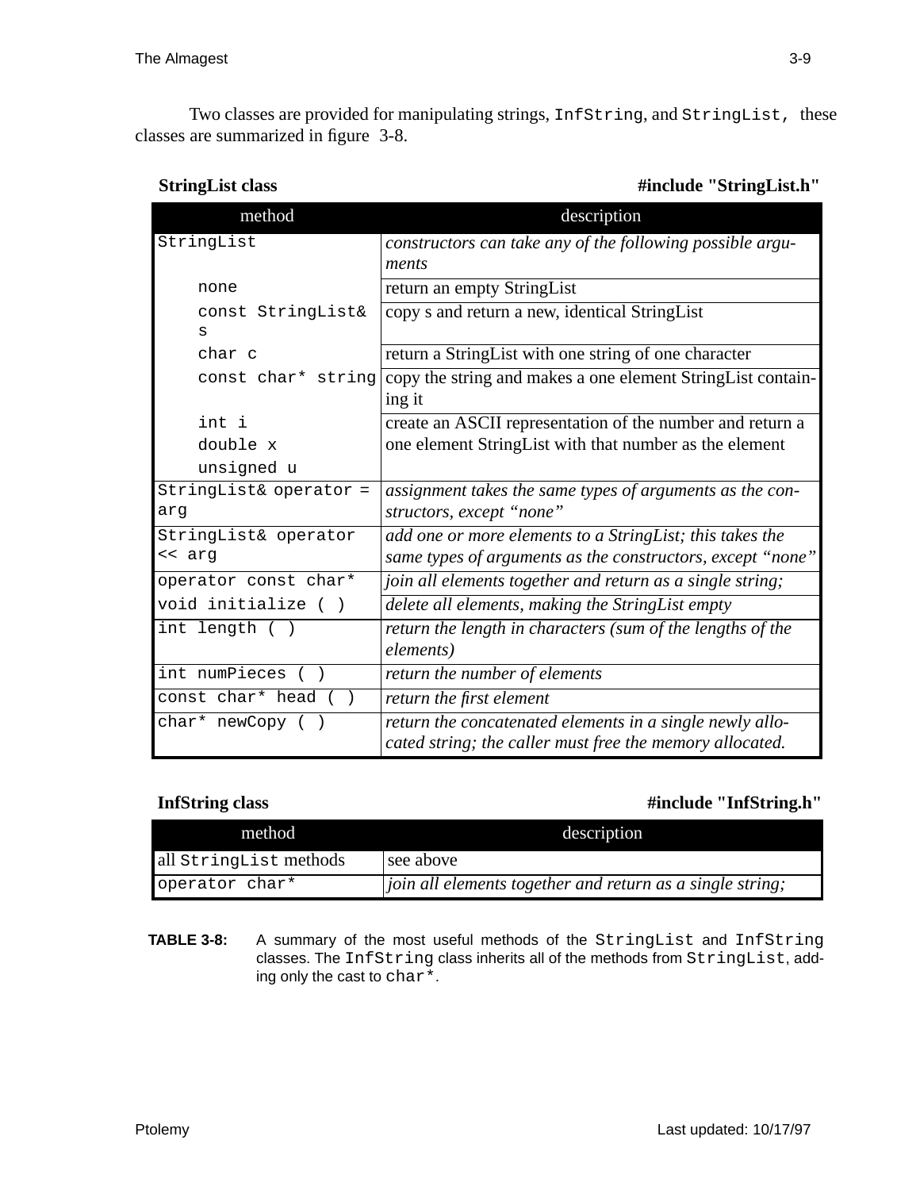Two classes are provided for manipulating strings, `InfString`, and `StringList`, these classes are summarized in figure 3-8.

**StringList class** **#include "StringList.h"**

| method | description |
|---|---|
| `StringList` | *constructors can take any of the following possible arguments* |
| `none` | return an empty StringList |
| `const StringList& s` | copy s and return a new, identical StringList |
| `char c` | return a StringList with one string of one character |
| `const char* string` | copy the string and makes a one element StringList containing it |
| `int i` <br> `double x` <br> `unsigned u` | create an ASCII representation of the number and return a one element StringList with that number as the element |
| `StringList& operator = arg` | *assignment takes the same types of arguments as the constructors, except "none"* |
| `StringList& operator << arg` | *add one or more elements to a StringList; this takes the same types of arguments as the constructors, except "none"* |
| `operator const char*` | *join all elements together and return as a single string;* |
| `void initialize ( )` | *delete all elements, making the StringList empty* |
| `int length ( )` | *return the length in characters (sum of the lengths of the elements)* |
| `int numPieces ( )` | *return the number of elements* |
| `const char* head ( )` | *return the first element* |
| `char* newCopy ( )` | *return the concatenated elements in a single newly allocated string; the caller must free the memory allocated.* |

**InfString class** **#include "InfString.h"**

| method | description |
|---|---|
| all `StringList` methods | see above |
| `operator char*` | *join all elements together and return as a single string;* |

**TABLE 3-8:** A summary of the most useful methods of the `StringList` and `InfString` classes. The `InfString` class inherits all of the methods from `StringList`, adding only the cast to `char*`.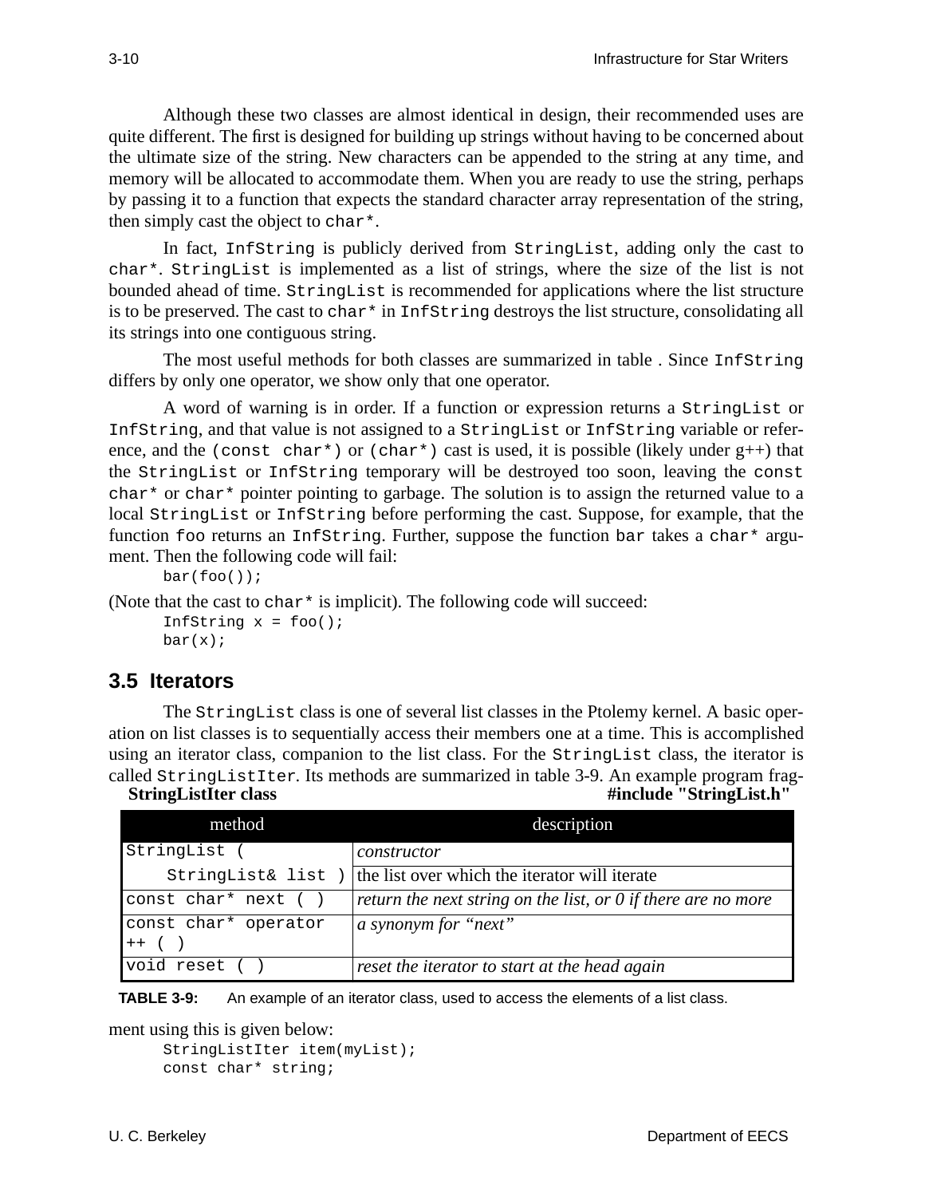Although these two classes are almost identical in design, their recommended uses are quite different. The first is designed for building up strings without having to be concerned about the ultimate size of the string. New characters can be appended to the string at any time, and memory will be allocated to accommodate them. When you are ready to use the string, perhaps by passing it to a function that expects the standard character array representation of the string, then simply cast the object to `char*`.

In fact, `InfString` is publicly derived from `StringList`, adding only the cast to `char*`. `StringList` is implemented as a list of strings, where the size of the list is not bounded ahead of time. `StringList` is recommended for applications where the list structure is to be preserved. The cast to `char*` in `InfString` destroys the list structure, consolidating all its strings into one contiguous string.

The most useful methods for both classes are summarized in table . Since `InfString` differs by only one operator, we show only that one operator.

A word of warning is in order. If a function or expression returns a `StringList` or `InfString`, and that value is not assigned to a `StringList` or `InfString` variable or reference, and the `(const char*)` or `(char*)` cast is used, it is possible (likely under g++) that the `StringList` or `InfString` temporary will be destroyed too soon, leaving the `const char*` or `char*` pointer pointing to garbage. The solution is to assign the returned value to a local `StringList` or `InfString` before performing the cast. Suppose, for example, that the function `foo` returns an `InfString`. Further, suppose the function `bar` takes a `char*` argument. Then the following code will fail:

```
bar(foo());
```

(Note that the cast to `char*` is implicit). The following code will succeed:

```
InfString x = foo();
bar(x);
```

## 3.5 Iterators

The `StringList` class is one of several list classes in the Ptolemy kernel. A basic operation on list classes is to sequentially access their members one at a time. This is accomplished using an iterator class, companion to the list class. For the `StringList` class, the iterator is called `StringListIter`. Its methods are summarized in table 3-9. An example program fragment using this is given below:

**StringListIter class** **#include "StringList.h"**

| method | description |
|---|---|
| `StringList (` | *constructor* |
| `StringList& list )` | the list over which the iterator will iterate |
| `const char* next ( )` | *return the next string on the list, or 0 if there are no more* |
| `const char* operator ++ ( )` | *a synonym for "next"* |
| `void reset ( )` | *reset the iterator to start at the head again* |

**TABLE 3-9:** An example of an iterator class, used to access the elements of a list class.

```
StringListIter item(myList);
const char* string;
```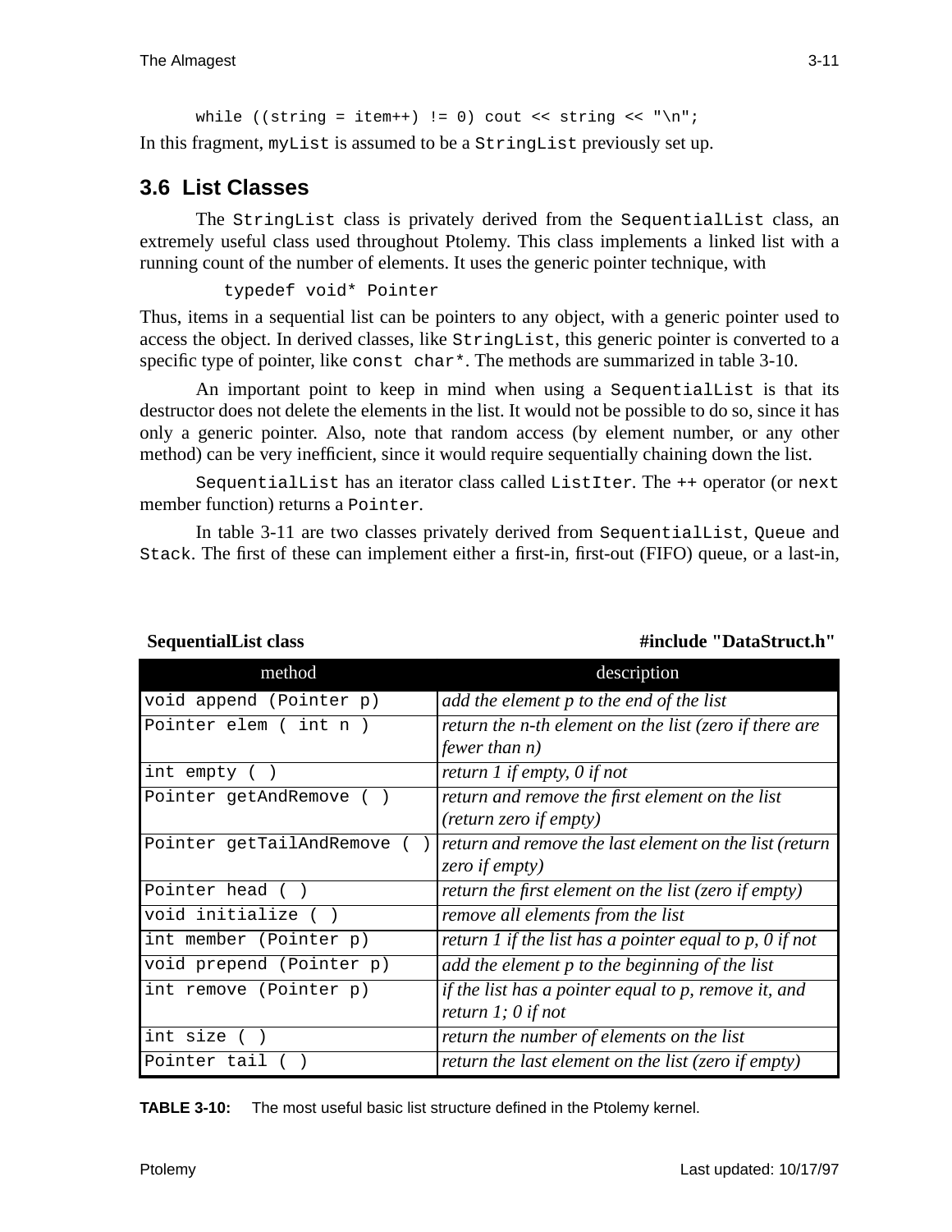```
while ((string = item++) != 0) cout << string << "\n";
```

In this fragment, `myList` is assumed to be a `StringList` previously set up.

## 3.6 List Classes

The `StringList` class is privately derived from the `SequentialList` class, an extremely useful class used throughout Ptolemy. This class implements a linked list with a running count of the number of elements. It uses the generic pointer technique, with

```
typedef void* Pointer
```

Thus, items in a sequential list can be pointers to any object, with a generic pointer used to access the object. In derived classes, like `StringList`, this generic pointer is converted to a specific type of pointer, like `const char*`. The methods are summarized in table 3-10.

An important point to keep in mind when using a `SequentialList` is that its destructor does not delete the elements in the list. It would not be possible to do so, since it has only a generic pointer. Also, note that random access (by element number, or any other method) can be very inefficient, since it would require sequentially chaining down the list.

`SequentialList` has an iterator class called `ListIter`. The `++` operator (or `next` member function) returns a `Pointer`.

In table 3-11 are two classes privately derived from `SequentialList`, `Queue` and `Stack`. The first of these can implement either a first-in, first-out (FIFO) queue, or a last-in,

**SequentialList class** **#include "DataStruct.h"**

| method | description |
|---|---|
| `void append (Pointer p)` | *add the element p to the end of the list* |
| `Pointer elem ( int n )` | *return the n-th element on the list (zero if there are fewer than n)* |
| `int empty ( )` | *return 1 if empty, 0 if not* |
| `Pointer getAndRemove ( )` | *return and remove the first element on the list (return zero if empty)* |
| `Pointer getTailAndRemove ( )` | *return and remove the last element on the list (return zero if empty)* |
| `Pointer head ( )` | *return the first element on the list (zero if empty)* |
| `void initialize ( )` | *remove all elements from the list* |
| `int member (Pointer p)` | *return 1 if the list has a pointer equal to p, 0 if not* |
| `void prepend (Pointer p)` | *add the element p to the beginning of the list* |
| `int remove (Pointer p)` | *if the list has a pointer equal to p, remove it, and return 1; 0 if not* |
| `int size ( )` | *return the number of elements on the list* |
| `Pointer tail ( )` | *return the last element on the list (zero if empty)* |

**TABLE 3-10:** The most useful basic list structure defined in the Ptolemy kernel.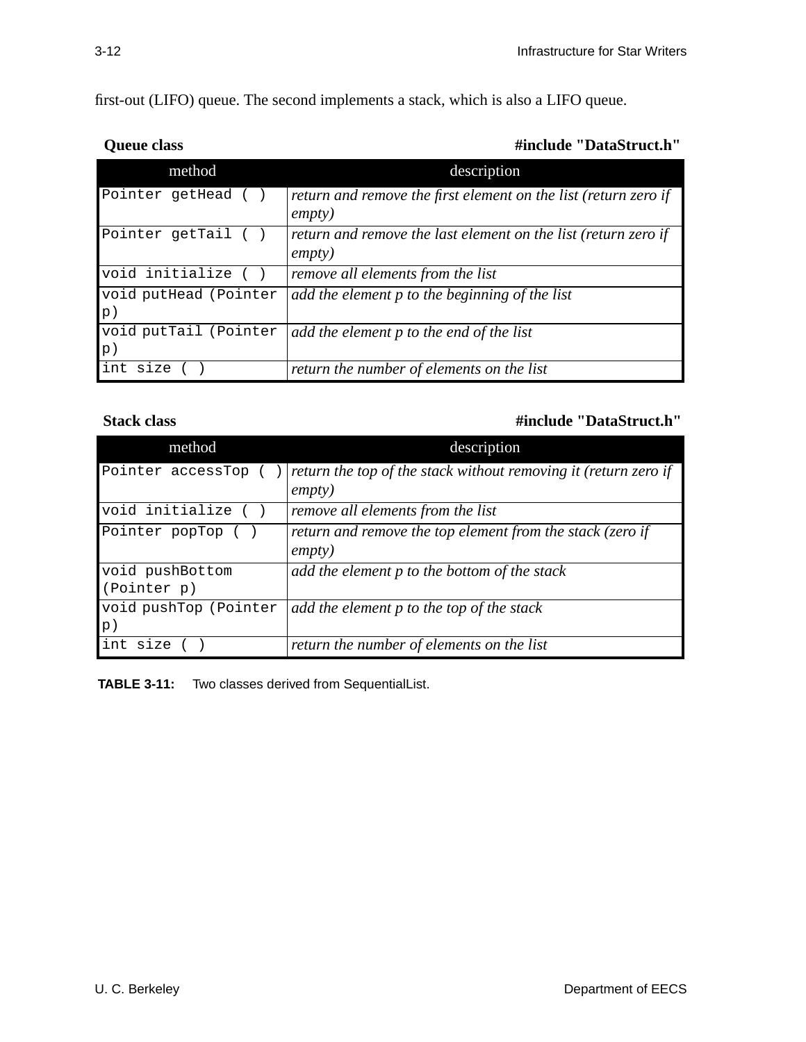first-out (LIFO) queue. The second implements a stack, which is also a LIFO queue.

**Queue class** **#include "DataStruct.h"**

| method | description |
| --- | --- |
| `Pointer getHead ( )` | *return and remove the first element on the list (return zero if empty)* |
| `Pointer getTail ( )` | *return and remove the last element on the list (return zero if empty)* |
| `void initialize ( )` | *remove all elements from the list* |
| `void putHead (Pointer p)` | *add the element p to the beginning of the list* |
| `void putTail (Pointer p)` | *add the element p to the end of the list* |
| `int size ( )` | *return the number of elements on the list* |

**Stack class** **#include "DataStruct.h"**

| method | description |
| --- | --- |
| `Pointer accessTop ( )` | *return the top of the stack without removing it (return zero if empty)* |
| `void initialize ( )` | *remove all elements from the list* |
| `Pointer popTop ( )` | *return and remove the top element from the stack (zero if empty)* |
| `void pushBottom (Pointer p)` | *add the element p to the bottom of the stack* |
| `void pushTop (Pointer p)` | *add the element p to the top of the stack* |
| `int size ( )` | *return the number of elements on the list* |

**TABLE 3-11:** Two classes derived from SequentialList.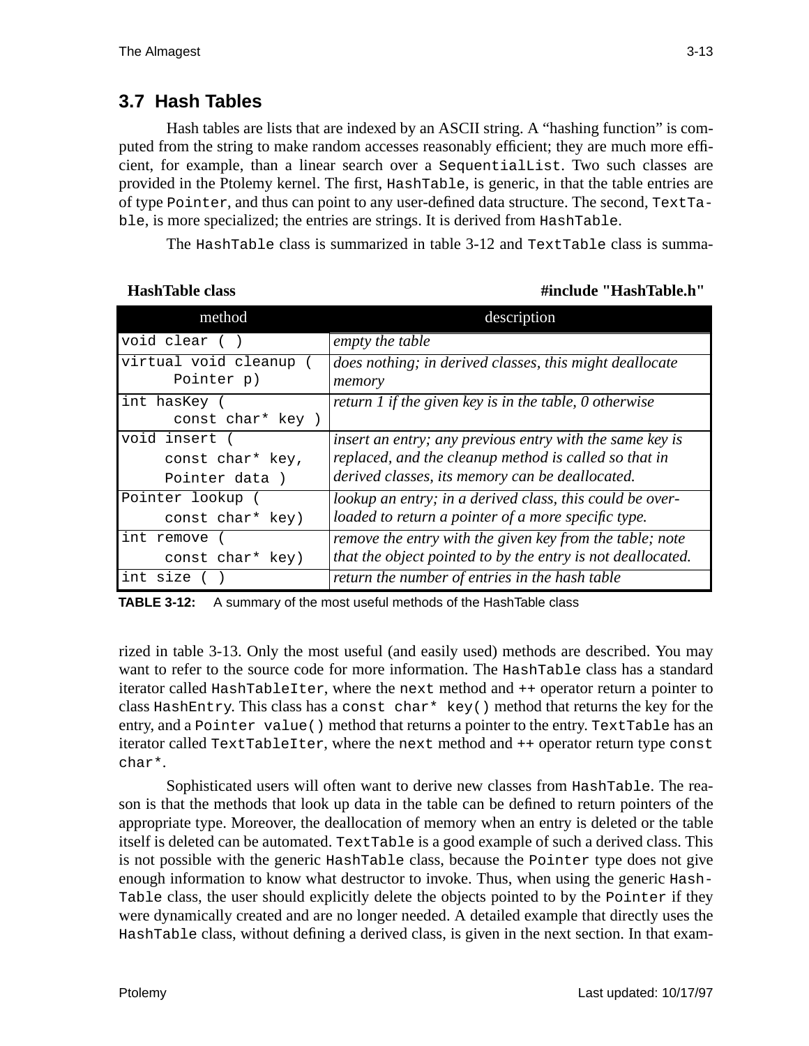## 3.7 Hash Tables

Hash tables are lists that are indexed by an ASCII string. A "hashing function" is computed from the string to make random accesses reasonably efficient; they are much more efficient, for example, than a linear search over a `SequentialList`. Two such classes are provided in the Ptolemy kernel. The first, `HashTable`, is generic, in that the table entries are of type `Pointer`, and thus can point to any user-defined data structure. The second, `TextTable`, is more specialized; the entries are strings. It is derived from `HashTable`.

The `HashTable` class is summarized in table 3-12 and `TextTable` class is summarized in table 3-13. Only the most useful (and easily used) methods are described. You may want to refer to the source code for more information. The `HashTable` class has a standard iterator called `HashTableIter`, where the `next` method and `++` operator return a pointer to class `HashEntry`. This class has a `const char* key()` method that returns the key for the entry, and a `Pointer value()` method that returns a pointer to the entry. `TextTable` has an iterator called `TextTableIter`, where the `next` method and `++` operator return type `const char*`.

**HashTable class** **#include "HashTable.h"**

| method | description |
|---|---|
| `void clear ( )` | *empty the table* |
| `virtual void cleanup ( Pointer p)` | *does nothing; in derived classes, this might deallocate memory* |
| `int hasKey ( const char* key )` | *return 1 if the given key is in the table, 0 otherwise* |
| `void insert ( const char* key, Pointer data )` | *insert an entry; any previous entry with the same key is replaced, and the cleanup method is called so that in derived classes, its memory can be deallocated.* |
| `Pointer lookup ( const char* key)` | *lookup an entry; in a derived class, this could be overloaded to return a pointer of a more specific type.* |
| `int remove ( const char* key)` | *remove the entry with the given key from the table; note that the object pointed to by the entry is not deallocated.* |
| `int size ( )` | *return the number of entries in the hash table* |

**TABLE 3-12:** A summary of the most useful methods of the HashTable class

Sophisticated users will often want to derive new classes from `HashTable`. The reason is that the methods that look up data in the table can be defined to return pointers of the appropriate type. Moreover, the deallocation of memory when an entry is deleted or the table itself is deleted can be automated. `TextTable` is a good example of such a derived class. This is not possible with the generic `HashTable` class, because the `Pointer` type does not give enough information to know what destructor to invoke. Thus, when using the generic `HashTable` class, the user should explicitly delete the objects pointed to by the `Pointer` if they were dynamically created and are no longer needed. A detailed example that directly uses the `HashTable` class, without defining a derived class, is given in the next section. In that exam-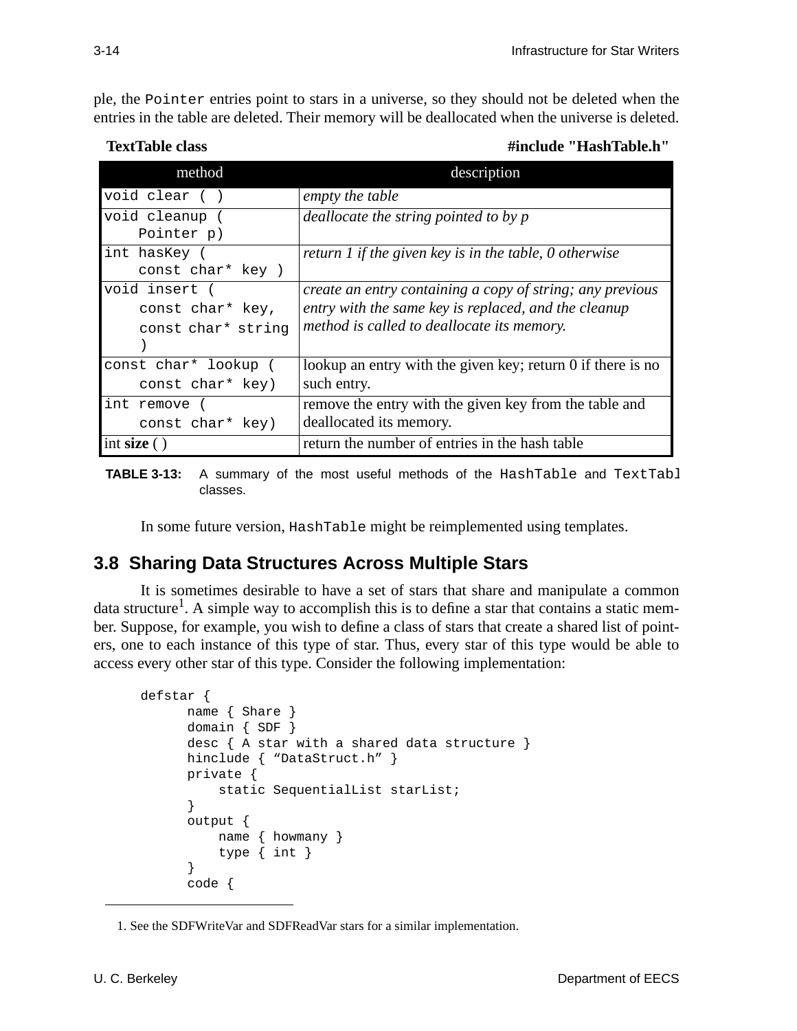ple, the `Pointer` entries point to stars in a universe, so they should not be deleted when the entries in the table are deleted. Their memory will be deallocated when the universe is deleted.

**TextTable class** **#include "HashTable.h"**

| method | description |
|---|---|
| `void clear ( )` | *empty the table* |
| `void cleanup ( Pointer p)` | *deallocate the string pointed to by p* |
| `int hasKey ( const char* key )` | *return 1 if the given key is in the table, 0 otherwise* |
| `void insert ( const char* key, const char* string )` | *create an entry containing a copy of string; any previous entry with the same key is replaced, and the cleanup method is called to deallocate its memory.* |
| `const char* lookup ( const char* key)` | lookup an entry with the given key; return 0 if there is no such entry. |
| `int remove ( const char* key)` | remove the entry with the given key from the table and deallocated its memory. |
| int **size** ( ) | return the number of entries in the hash table |

**TABLE 3-13:** A summary of the most useful methods of the `HashTable` and `TextTabl` classes.

In some future version, `HashTable` might be reimplemented using templates.

## 3.8 Sharing Data Structures Across Multiple Stars

It is sometimes desirable to have a set of stars that share and manipulate a common data structure[1]. A simple way to accomplish this is to define a star that contains a static member. Suppose, for example, you wish to define a class of stars that create a shared list of pointers, one to each instance of this type of star. Thus, every star of this type would be able to access every other star of this type. Consider the following implementation:

```
defstar {
      name { Share }
      domain { SDF }
      desc { A star with a shared data structure }
      hinclude { “DataStruct.h” }
      private {
          static SequentialList starList;
      }
      output {
          name { howmany }
          type { int }
      }
      code {
```

1. See the SDFWriteVar and SDFReadVar stars for a similar implementation.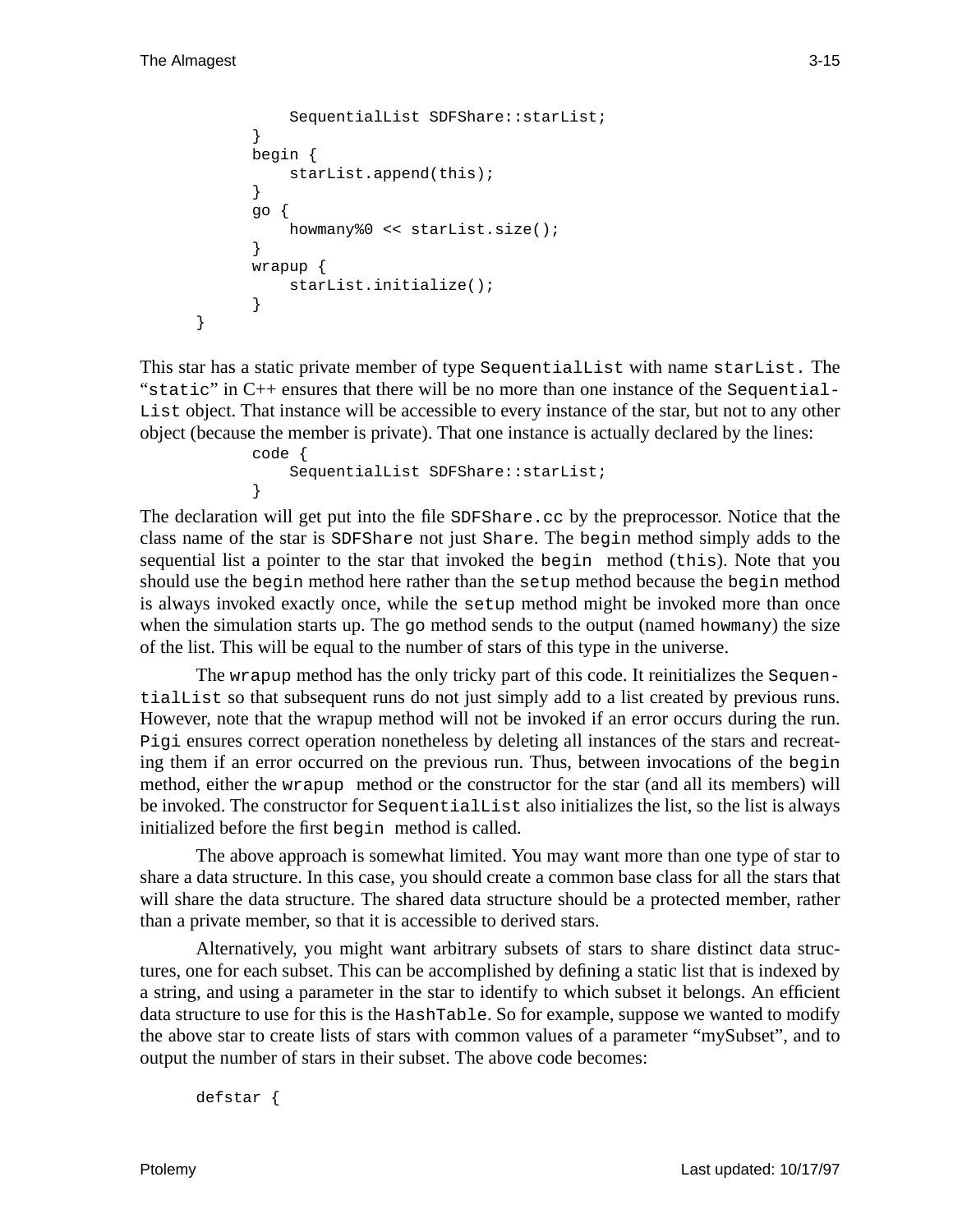```
            SequentialList SDFShare::starList;
        }
        begin {
            starList.append(this);
        }
        go {
            howmany%0 << starList.size();
        }
        wrapup {
            starList.initialize();
        }
}
```

This star has a static private member of type `SequentialList` with name `starList.` The "`static`" in C++ ensures that there will be no more than one instance of the `SequentialList` object. That instance will be accessible to every instance of the star, but not to any other object (because the member is private). That one instance is actually declared by the lines:

```
        code {
            SequentialList SDFShare::starList;
        }
```

The declaration will get put into the file `SDFShare.cc` by the preprocessor. Notice that the class name of the star is `SDFShare` not just `Share`. The `begin` method simply adds to the sequential list a pointer to the star that invoked the `begin` method (`this`). Note that you should use the `begin` method here rather than the `setup` method because the `begin` method is always invoked exactly once, while the `setup` method might be invoked more than once when the simulation starts up. The `go` method sends to the output (named `howmany`) the size of the list. This will be equal to the number of stars of this type in the universe.

The `wrapup` method has the only tricky part of this code. It reinitializes the `SequentialList` so that subsequent runs do not just simply add to a list created by previous runs. However, note that the wrapup method will not be invoked if an error occurs during the run. `Pigi` ensures correct operation nonetheless by deleting all instances of the stars and recreating them if an error occurred on the previous run. Thus, between invocations of the `begin` method, either the `wrapup` method or the constructor for the star (and all its members) will be invoked. The constructor for `SequentialList` also initializes the list, so the list is always initialized before the first `begin` method is called.

The above approach is somewhat limited. You may want more than one type of star to share a data structure. In this case, you should create a common base class for all the stars that will share the data structure. The shared data structure should be a protected member, rather than a private member, so that it is accessible to derived stars.

Alternatively, you might want arbitrary subsets of stars to share distinct data structures, one for each subset. This can be accomplished by defining a static list that is indexed by a string, and using a parameter in the star to identify to which subset it belongs. An efficient data structure to use for this is the `HashTable`. So for example, suppose we wanted to modify the above star to create lists of stars with common values of a parameter "mySubset", and to output the number of stars in their subset. The above code becomes:

```
defstar {
```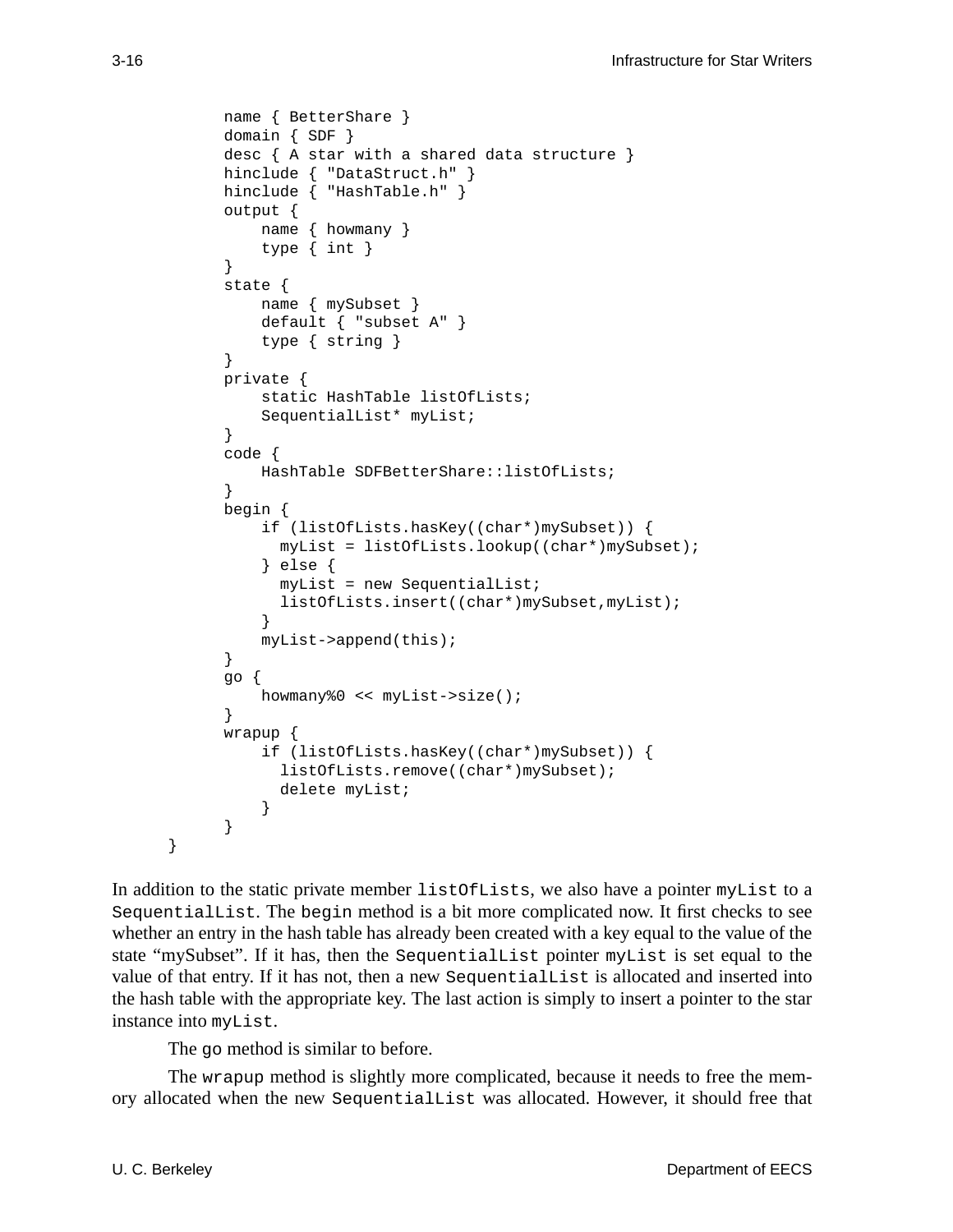```
        name { BetterShare }
        domain { SDF }
        desc { A star with a shared data structure }
        hinclude { "DataStruct.h" }
        hinclude { "HashTable.h" }
        output {
            name { howmany }
            type { int }
        }
        state {
            name { mySubset }
            default { "subset A" }
            type { string }
        }
        private {
            static HashTable listOfLists;
            SequentialList* myList;
        }
        code {
            HashTable SDFBetterShare::listOfLists;
        }
        begin {
            if (listOfLists.hasKey((char*)mySubset)) {
              myList = listOfLists.lookup((char*)mySubset);
            } else {
              myList = new SequentialList;
              listOfLists.insert((char*)mySubset,myList);
            }
            myList->append(this);
        }
        go {
            howmany%0 << myList->size();
        }
        wrapup {
            if (listOfLists.hasKey((char*)mySubset)) {
              listOfLists.remove((char*)mySubset);
              delete myList;
            }
        }
}
```

In addition to the static private member `listOfLists`, we also have a pointer `myList` to a `SequentialList`. The `begin` method is a bit more complicated now. It first checks to see whether an entry in the hash table has already been created with a key equal to the value of the state "mySubset". If it has, then the `SequentialList` pointer `myList` is set equal to the value of that entry. If it has not, then a new `SequentialList` is allocated and inserted into the hash table with the appropriate key. The last action is simply to insert a pointer to the star instance into `myList`.

The `go` method is similar to before.

The `wrapup` method is slightly more complicated, because it needs to free the memory allocated when the new `SequentialList` was allocated. However, it should free that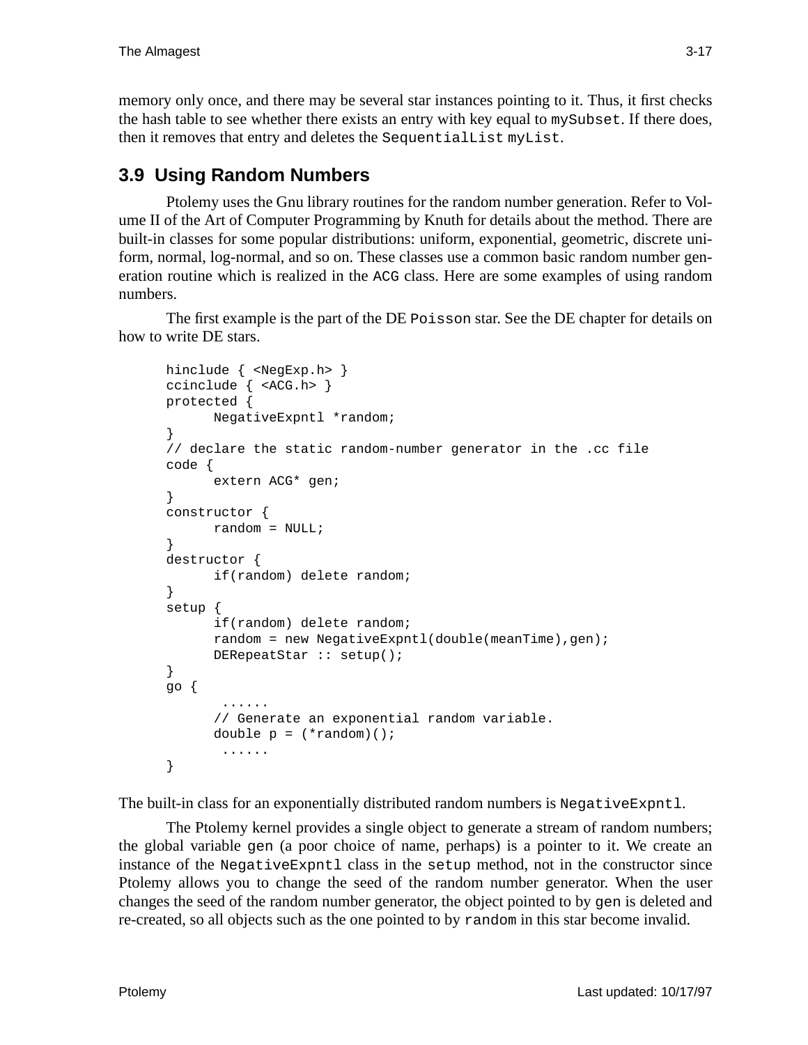memory only once, and there may be several star instances pointing to it. Thus, it first checks the hash table to see whether there exists an entry with key equal to `mySubset`. If there does, then it removes that entry and deletes the `SequentialList myList`.

## 3.9 Using Random Numbers

Ptolemy uses the Gnu library routines for the random number generation. Refer to Volume II of the Art of Computer Programming by Knuth for details about the method. There are built-in classes for some popular distributions: uniform, exponential, geometric, discrete uniform, normal, log-normal, and so on. These classes use a common basic random number generation routine which is realized in the `ACG` class. Here are some examples of using random numbers.

The first example is the part of the DE `Poisson` star. See the DE chapter for details on how to write DE stars.

```
hinclude { <NegExp.h> }
ccinclude { <ACG.h> }
protected {
      NegativeExpntl *random;
}
// declare the static random-number generator in the .cc file
code {
      extern ACG* gen;
}
constructor {
      random = NULL;
}
destructor {
      if(random) delete random;
}
setup {
      if(random) delete random;
      random = new NegativeExpntl(double(meanTime),gen);
      DERepeatStar :: setup();
}
go {
       ......
      // Generate an exponential random variable.
      double p = (*random)();
       ......
}
```

The built-in class for an exponentially distributed random numbers is `NegativeExpntl`.

The Ptolemy kernel provides a single object to generate a stream of random numbers; the global variable `gen` (a poor choice of name, perhaps) is a pointer to it. We create an instance of the `NegativeExpntl` class in the `setup` method, not in the constructor since Ptolemy allows you to change the seed of the random number generator. When the user changes the seed of the random number generator, the object pointed to by `gen` is deleted and re-created, so all objects such as the one pointed to by `random` in this star become invalid.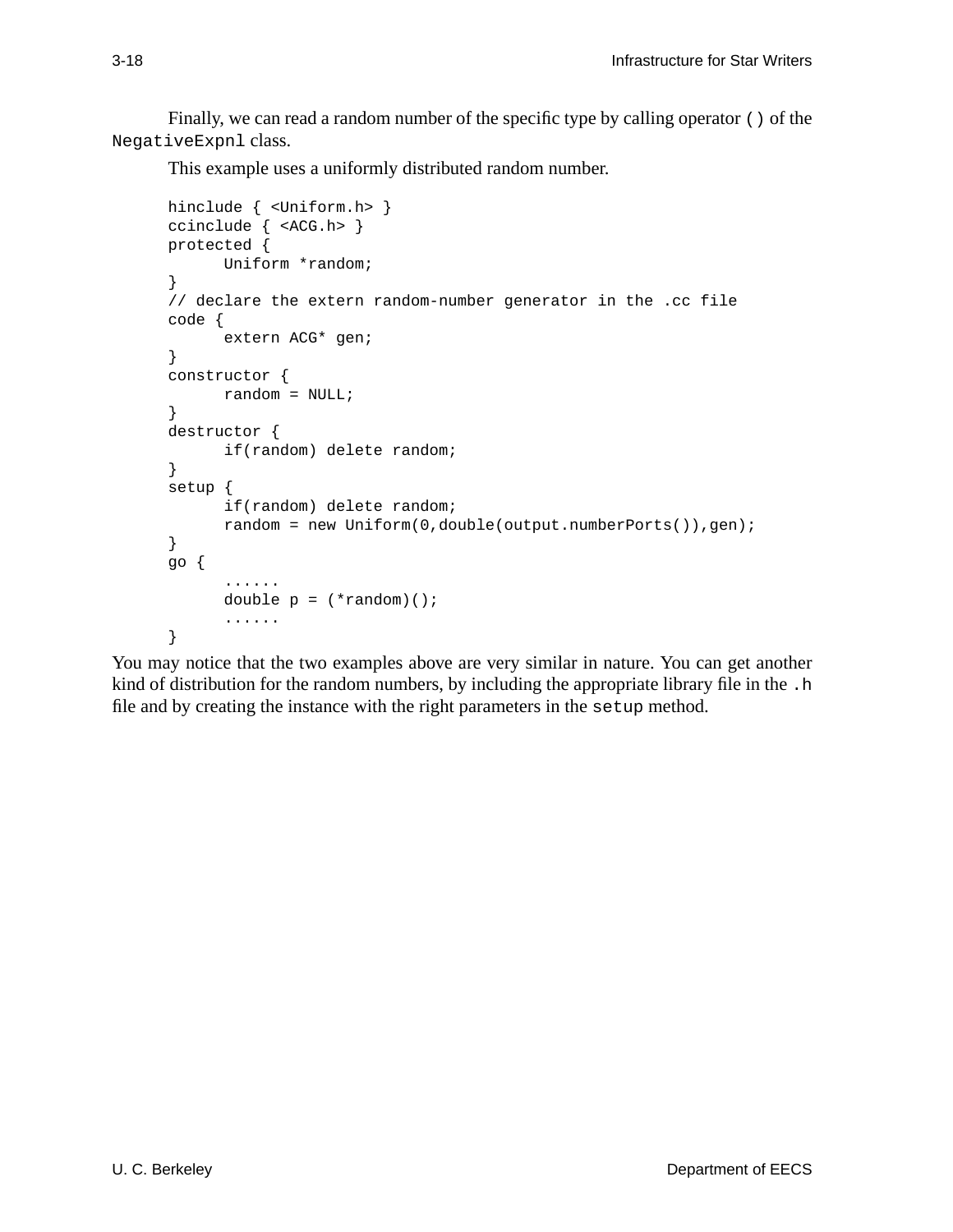Finally, we can read a random number of the specific type by calling operator `()` of the `NegativeExpnl` class.

This example uses a uniformly distributed random number.

```
hinclude { <Uniform.h> }
ccinclude { <ACG.h> }
protected {
      Uniform *random;
}
// declare the extern random-number generator in the .cc file
code {
      extern ACG* gen;
}
constructor {
      random = NULL;
}
destructor {
      if(random) delete random;
}
setup {
      if(random) delete random;
      random = new Uniform(0,double(output.numberPorts()),gen);
}
go {
      ......
      double p = (*random)();
      ......
}
```

You may notice that the two examples above are very similar in nature. You can get another kind of distribution for the random numbers, by including the appropriate library file in the `.h` file and by creating the instance with the right parameters in the `setup` method.